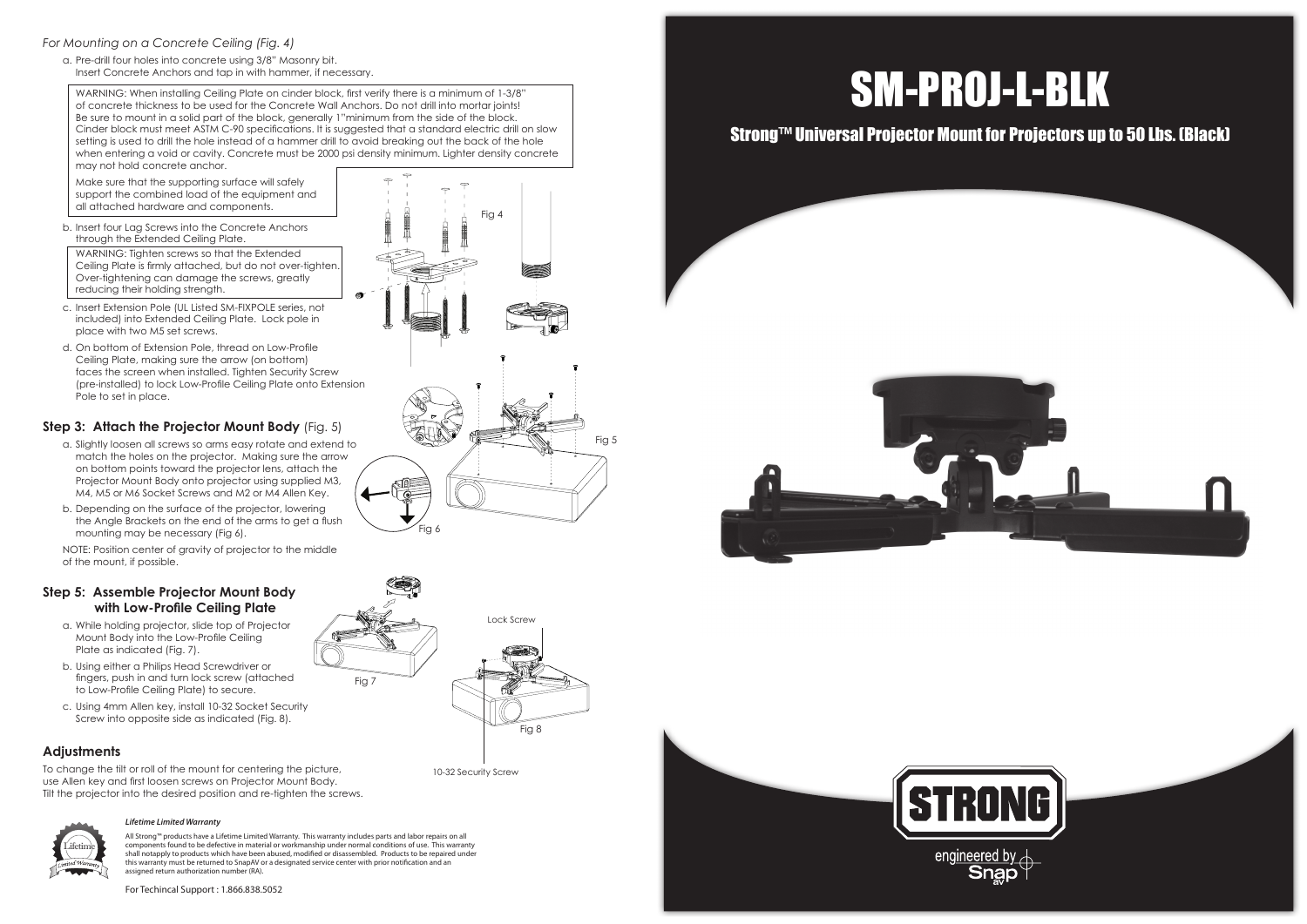*For Mounting on a Concrete Ceiling (Fig. 4)*

a. Pre-drill four holes into concrete using 3/8" Masonry bit. Insert Concrete Anchors and tap in with hammer, if necessary.

WARNING: When installing Ceiling Plate on cinder block, first verify there is a minimum of 1-3/8" of concrete thickness to be used for the Concrete Wall Anchors. Do not drill into mortar joints! Be sure to mount in a solid part of the block, generally 1"minimum from the side of the block. Cinder block must meet ASTM C-90 specifications. It is suggested that a standard electric drill on slow setting is used to drill the hole instead of a hammer drill to avoid breaking out the back of the hole when entering a void or cavity. Concrete must be 2000 psi density minimum. Lighter density concrete may not hold concrete anchor.

Make sure that the supporting surface will safely support the combined load of the equipment and all attached hardware and components.

b. Insert four Lag Screws into the Concrete Anchors through the Extended Ceiling Plate.

WARNING: Tighten screws so that the Extended Ceiling Plate is firmly attached, but do not over-tighten. Over-tightening can damage the screws, greatly reducing their holding strength.

c. Insert Extension Pole (UL Listed SM-FIXPOLE series, not included) into Extended Ceiling Plate. Lock pole in place with two M5 set screws.

d. On bottom of Extension Pole, thread on Low-Profile Ceiling Plate, making sure the arrow (on bottom) faces the screen when installed. Tighten Security Screw (pre-installed) to lock Low-Profile Ceiling Plate onto Extension Pole to set in place.

Fig 4

## Step 3: Attach the Projector Mount Body (Fig. 5)

a. Slightly loosen all screws so arms easy rotate and extend to match the holes on the projector. Making sure the arrow on bottom points toward the projector lens, attach the Projector Mount Body onto projector using supplied M3, M4, M5 or M6 Socket Screws and M2 or M4 Allen Key.

b. Depending on the surface of the projector, lowering the Angle Brackets on the end of the arms to get a flush mounting may be necessary (Fig 6).

NOTE: Position center of gravity of projector to the middle of the mount, if possible.

Fig 5

Fig 6

## Step 5: Assemble Projector Mount Body with Low-Profile Ceiling Plate

a. While holding projector, slide top of Projector Mount Body into the Low-Profile Ceiling Plate as indicated (Fig. 7).

b. Using either a Philips Head Screwdriver or fingers, push in and turn lock screw (attached to Low-Profile Ceiling Plate) to secure.

c. Using 4mm Allen key, install 10-32 Socket Security Screw into opposite side as indicated (Fig. 8).

Fig 7

Lock Screw

Fig 8

10-32 Security Screw

## Adjustments

To change the tilt or roll of the mount for centering the picture, use Allen key and first loosen screws on Projector Mount Body. Tilt the projector into the desired position and re-tighten the screws.

***Lifetime Limited Warranty***

All Strong™ products have a Lifetime Limited Warranty. This warranty includes parts and labor repairs on all components found to be defective in material or workmanship under normal conditions of use. This warranty shall notapply to products which have been abused, modified or disassembled. Products to be repaired under this warranty must be returned to SnapAV or a designated service center with prior notification and an assigned return authorization number (RA).

For Techincal Support : 1.866.838.5052

# SM-PROJ-L-BLK

## Strong™ Universal Projector Mount for Projectors up to 50 Lbs. (Black)

STRONG

engineered by Snap av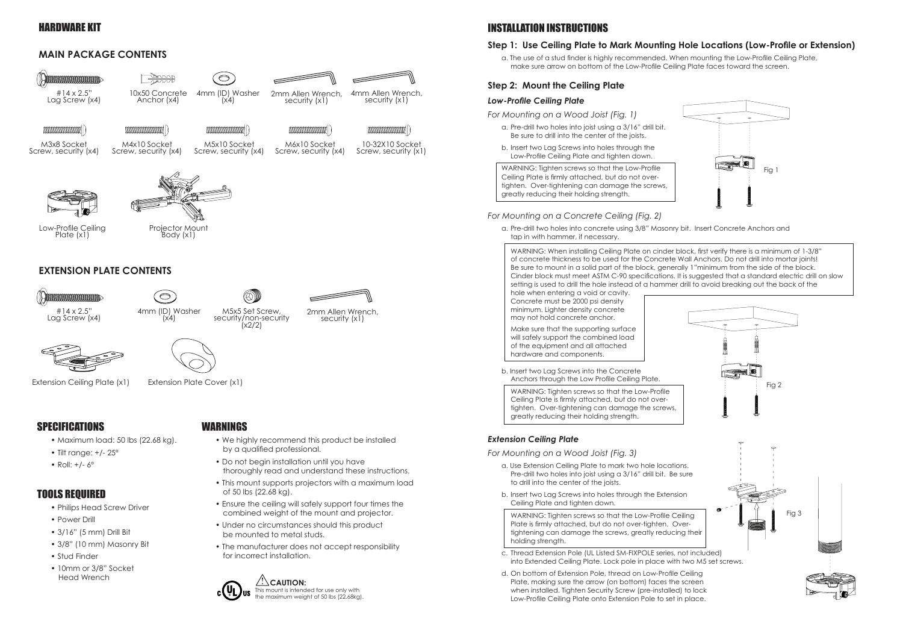# HARDWARE KIT

## MAIN PACKAGE CONTENTS

#14 x 2.5" Lag Screw (x4)

10x50 Concrete Anchor (x4)

4mm (ID) Washer (x4)

2mm Allen Wrench, security (x1)

4mm Allen Wrench, security (x1)

M3x8 Socket Screw, security (x4)

M4x10 Socket Screw, security (x4)

M5x10 Socket Screw, security (x4)

M6x10 Socket Screw, security (x4)

10-32X10 Socket Screw, security (x1)

Low-Profile Ceiling Plate (x1)

Projector Mount Body (x1)

## EXTENSION PLATE CONTENTS

#14 x 2.5" Lag Screw (x4)

4mm (ID) Washer (x4)

M5x5 Set Screw, security/non-security (x2/2)

2mm Allen Wrench, security (x1)

Extension Ceiling Plate (x1)

Extension Plate Cover (x1)

# SPECIFICATIONS

- Maximum load: 50 lbs (22.68 kg).
- Tilt range: +/- 25°
- Roll: +/- 6°

# TOOLS REQUIRED

- Philips Head Screw Driver
- Power Drill
- 3/16" (5 mm) Drill Bit
- 3/8" (10 mm) Masonry Bit
- Stud Finder
- 10mm or 3/8" Socket Head Wrench

# WARNINGS

- We highly recommend this product be installed by a qualified professional.
- Do not begin installation until you have thoroughly read and understand these instructions.
- This mount supports projectors with a maximum load of 50 lbs (22.68 kg).
- Ensure the ceiling will safely support four times the combined weight of the mount and projector.
- Under no circumstances should this product be mounted to metal studs.
- The manufacturer does not accept responsibility for incorrect installation.

**CAUTION:** This mount is intended for use only with the maximum weight of 50 lbs (22.68kg).

# INSTALLATION INSTRUCTIONS

### Step 1: Use Ceiling Plate to Mark Mounting Hole Locations (Low-Profile or Extension)

a. The use of a stud finder is highly recommended. When mounting the Low-Profile Ceiling Plate, make sure arrow on bottom of the Low-Profile Ceiling Plate faces toward the screen.

### Step 2: Mount the Ceiling Plate

#### *Low-Profile Ceiling Plate*

*For Mounting on a Wood Joist (Fig. 1)*

a. Pre-drill two holes into joist using a 3/16" drill bit. Be sure to drill into the center of the joists.

b. Insert two Lag Screws into holes through the Low-Profile Ceiling Plate and tighten down.

WARNING: Tighten screws so that the Low-Profile Ceiling Plate is firmly attached, but do not over-tighten. Over-tightening can damage the screws, greatly reducing their holding strength.

Fig 1

*For Mounting on a Concrete Ceiling (Fig. 2)*

a. Pre-drill two holes into concrete using 3/8" Masonry bit. Insert Concrete Anchors and tap in with hammer, if necessary.

WARNING: When installing Ceiling Plate on cinder block, first verify there is a minimum of 1-3/8" of concrete thickness to be used for the Concrete Wall Anchors. Do not drill into mortar joints! Be sure to mount in a solid part of the block, generally 1"minimum from the side of the block. Cinder block must meet ASTM C-90 specifications. It is suggested that a standard electric drill on slow setting is used to drill the hole instead of a hammer drill to avoid breaking out the back of the hole when entering a void or cavity. Concrete must be 2000 psi density minimum. Lighter density concrete may not hold concrete anchor.

Make sure that the supporting surface will safely support the combined load of the equipment and all attached hardware and components.

b. Insert two Lag Screws into the Concrete Anchors through the Low Profile Ceiling Plate.

WARNING: Tighten screws so that the Low-Profile Ceiling Plate is firmly attached, but do not over-tighten. Over-tightening can damage the screws, greatly reducing their holding strength.

Fig 2

#### *Extension Ceiling Plate*

*For Mounting on a Wood Joist (Fig. 3)*

a. Use Extension Ceiling Plate to mark two hole locations. Pre-drill two holes into joist using a 3/16" drill bit. Be sure to drill into the center of the joists.

b. Insert two Lag Screws into holes through the Extension Ceiling Plate and tighten down.

WARNING: Tighten screws so that the Low-Profile Ceiling Plate is firmly attached, but do not over-tighten. Over-tightening can damage the screws, greatly reducing their holding strength.

Fig 3

c. Thread Extension Pole (UL Listed SM-FIXPOLE series, not included) into Extended Ceiling Plate. Lock pole in place with two M5 set screws.

d. On bottom of Extension Pole, thread on Low-Profile Ceiling Plate, making sure the arrow (on bottom) faces the screen when installed. Tighten Security Screw (pre-installed) to lock Low-Profile Ceiling Plate onto Extension Pole to set in place.